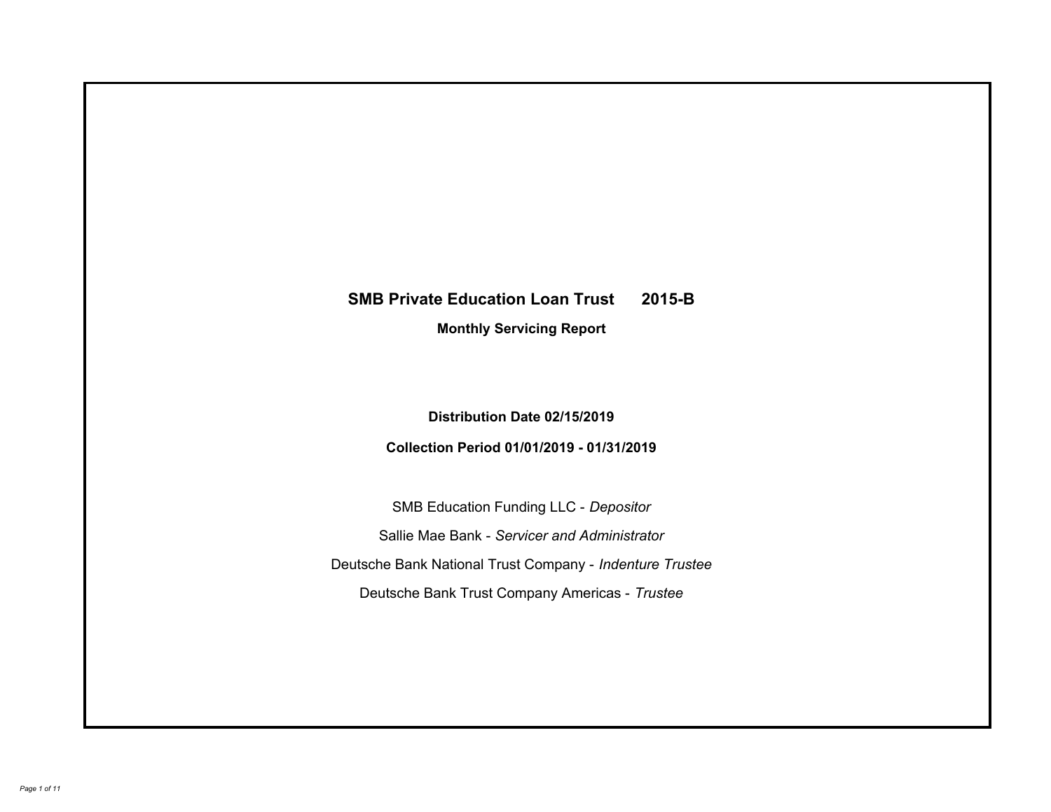# SMB Private Education Loan Trust 2015-B

## Monthly Servicing Report

**Distribution Date 02/15/2019**

**Collection Period 01/01/2019 - 01/31/2019**

SMB Education Funding LLC - *Depositor*

Sallie Mae Bank - *Servicer and Administrator*

Deutsche Bank National Trust Company - *Indenture Trustee*

Deutsche Bank Trust Company Americas - *Trustee*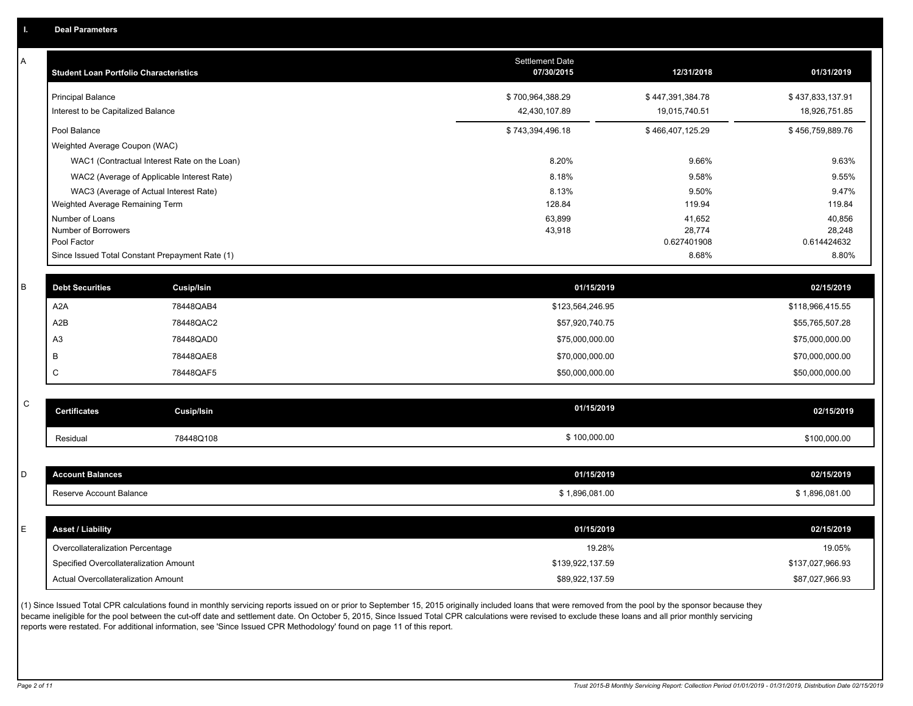## I. Deal Parameters

### A

| Student Loan Portfolio Characteristics | Settlement Date 07/30/2015 | 12/31/2018 | 01/31/2019 |
|---|---|---|---|
| Principal Balance | $ 700,964,388.29 | $ 447,391,384.78 | $ 437,833,137.91 |
| Interest to be Capitalized Balance | 42,430,107.89 | 19,015,740.51 | 18,926,751.85 |
| Pool Balance | $ 743,394,496.18 | $ 466,407,125.29 | $ 456,759,889.76 |
| Weighted Average Coupon (WAC) | | | |
| WAC1 (Contractual Interest Rate on the Loan) | 8.20% | 9.66% | 9.63% |
| WAC2 (Average of Applicable Interest Rate) | 8.18% | 9.58% | 9.55% |
| WAC3 (Average of Actual Interest Rate) | 8.13% | 9.50% | 9.47% |
| Weighted Average Remaining Term | 128.84 | 119.94 | 119.84 |
| Number of Loans | 63,899 | 41,652 | 40,856 |
| Number of Borrowers | 43,918 | 28,774 | 28,248 |
| Pool Factor | | 0.627401908 | 0.614424632 |
| Since Issued Total Constant Prepayment Rate (1) | | 8.68% | 8.80% |

### B

| Debt Securities | Cusip/Isin | 01/15/2019 | 02/15/2019 |
|---|---|---|---|
| A2A | 78448QAB4 | $123,564,246.95 | $118,966,415.55 |
| A2B | 78448QAC2 | $57,920,740.75 | $55,765,507.28 |
| A3 | 78448QAD0 | $75,000,000.00 | $75,000,000.00 |
| B | 78448QAE8 | $70,000,000.00 | $70,000,000.00 |
| C | 78448QAF5 | $50,000,000.00 | $50,000,000.00 |

### C

| Certificates | Cusip/Isin | 01/15/2019 | 02/15/2019 |
|---|---|---|---|
| Residual | 78448Q108 | $ 100,000.00 | $100,000.00 |

### D

| Account Balances | 01/15/2019 | 02/15/2019 |
|---|---|---|
| Reserve Account Balance | $ 1,896,081.00 | $ 1,896,081.00 |

### E

| Asset / Liability | 01/15/2019 | 02/15/2019 |
|---|---|---|
| Overcollateralization Percentage | 19.28% | 19.05% |
| Specified Overcollateralization Amount | $139,922,137.59 | $137,027,966.93 |
| Actual Overcollateralization Amount | $89,922,137.59 | $87,027,966.93 |

(1) Since Issued Total CPR calculations found in monthly servicing reports issued on or prior to September 15, 2015 originally included loans that were removed from the pool by the sponsor because they became ineligible for the pool between the cut-off date and settlement date. On October 5, 2015, Since Issued Total CPR calculations were revised to exclude these loans and all prior monthly servicing reports were restated. For additional information, see 'Since Issued CPR Methodology' found on page 11 of this report.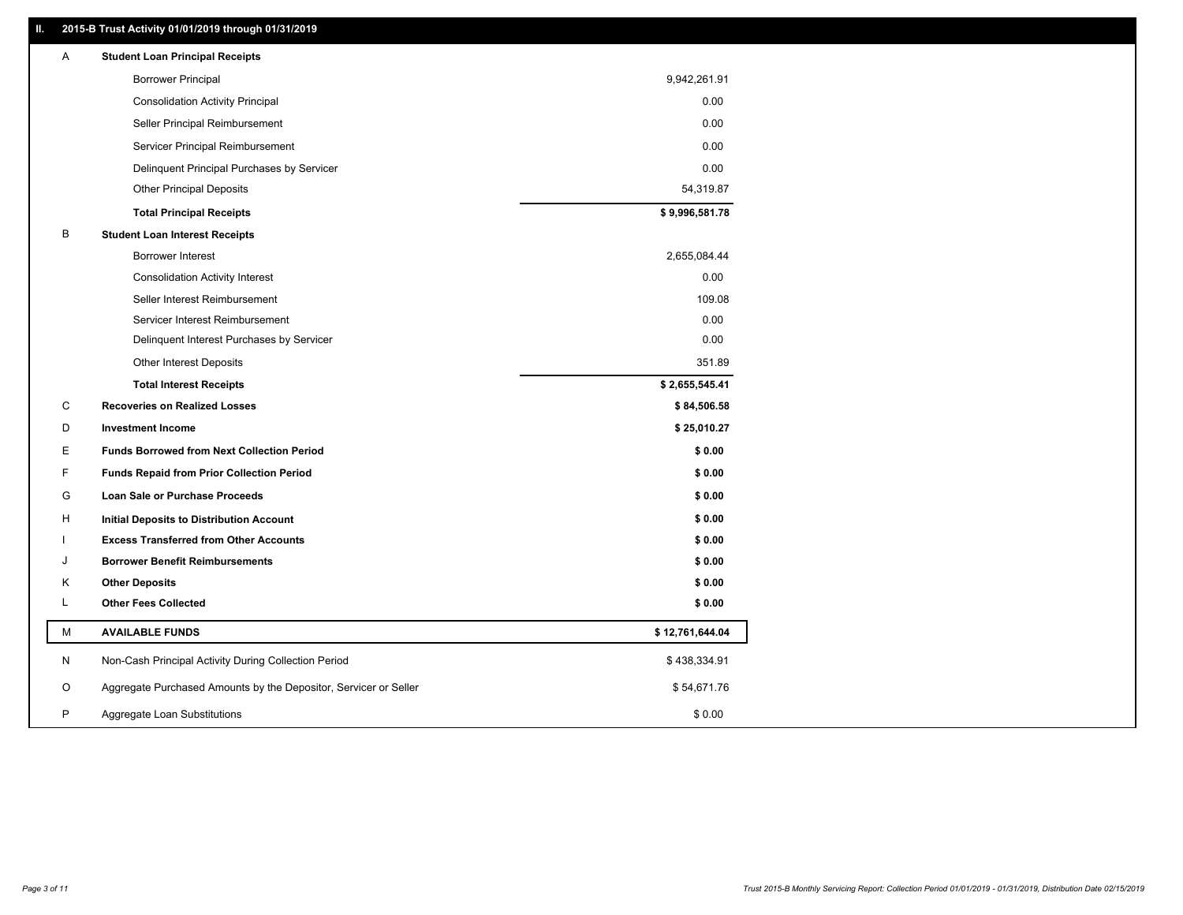## II. 2015-B Trust Activity 01/01/2019 through 01/31/2019

| | | |
|---|---|---|
| A | **Student Loan Principal Receipts** | |
| | Borrower Principal | 9,942,261.91 |
| | Consolidation Activity Principal | 0.00 |
| | Seller Principal Reimbursement | 0.00 |
| | Servicer Principal Reimbursement | 0.00 |
| | Delinquent Principal Purchases by Servicer | 0.00 |
| | Other Principal Deposits | 54,319.87 |
| | **Total Principal Receipts** | **$ 9,996,581.78** |
| B | **Student Loan Interest Receipts** | |
| | Borrower Interest | 2,655,084.44 |
| | Consolidation Activity Interest | 0.00 |
| | Seller Interest Reimbursement | 109.08 |
| | Servicer Interest Reimbursement | 0.00 |
| | Delinquent Interest Purchases by Servicer | 0.00 |
| | Other Interest Deposits | 351.89 |
| | **Total Interest Receipts** | **$ 2,655,545.41** |
| C | **Recoveries on Realized Losses** | **$ 84,506.58** |
| D | **Investment Income** | **$ 25,010.27** |
| E | **Funds Borrowed from Next Collection Period** | **$ 0.00** |
| F | **Funds Repaid from Prior Collection Period** | **$ 0.00** |
| G | **Loan Sale or Purchase Proceeds** | **$ 0.00** |
| H | **Initial Deposits to Distribution Account** | **$ 0.00** |
| I | **Excess Transferred from Other Accounts** | **$ 0.00** |
| J | **Borrower Benefit Reimbursements** | **$ 0.00** |
| K | **Other Deposits** | **$ 0.00** |
| L | **Other Fees Collected** | **$ 0.00** |
| M | **AVAILABLE FUNDS** | **$ 12,761,644.04** |
| N | Non-Cash Principal Activity During Collection Period | $ 438,334.91 |
| O | Aggregate Purchased Amounts by the Depositor, Servicer or Seller | $ 54,671.76 |
| P | Aggregate Loan Substitutions | $ 0.00 |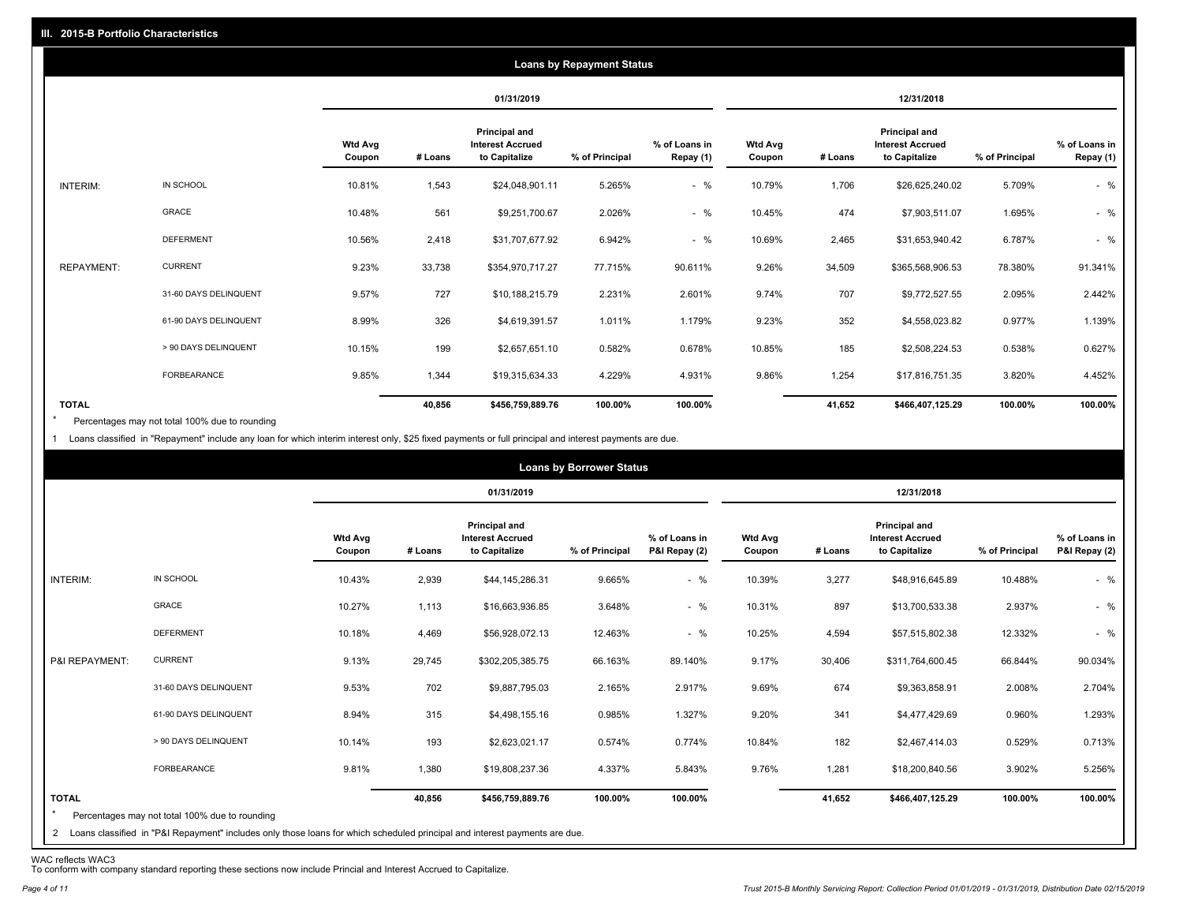## III. 2015-B Portfolio Characteristics

### Loans by Repayment Status

| | | 01/31/2019 | | | | | 12/31/2018 | | | | |
|---|---|---|---|---|---|---|---|---|---|---|---|
| | | Wtd Avg Coupon | # Loans | Principal and Interest Accrued to Capitalize | % of Principal | % of Loans in Repay (1) | Wtd Avg Coupon | # Loans | Principal and Interest Accrued to Capitalize | % of Principal | % of Loans in Repay (1) |
| INTERIM: | IN SCHOOL | 10.81% | 1,543 | $24,048,901.11 | 5.265% | - % | 10.79% | 1,706 | $26,625,240.02 | 5.709% | - % |
| | GRACE | 10.48% | 561 | $9,251,700.67 | 2.026% | - % | 10.45% | 474 | $7,903,511.07 | 1.695% | - % |
| | DEFERMENT | 10.56% | 2,418 | $31,707,677.92 | 6.942% | - % | 10.69% | 2,465 | $31,653,940.42 | 6.787% | - % |
| REPAYMENT: | CURRENT | 9.23% | 33,738 | $354,970,717.27 | 77.715% | 90.611% | 9.26% | 34,509 | $365,568,906.53 | 78.380% | 91.341% |
| | 31-60 DAYS DELINQUENT | 9.57% | 727 | $10,188,215.79 | 2.231% | 2.601% | 9.74% | 707 | $9,772,527.55 | 2.095% | 2.442% |
| | 61-90 DAYS DELINQUENT | 8.99% | 326 | $4,619,391.57 | 1.011% | 1.179% | 9.23% | 352 | $4,558,023.82 | 0.977% | 1.139% |
| | > 90 DAYS DELINQUENT | 10.15% | 199 | $2,657,651.10 | 0.582% | 0.678% | 10.85% | 185 | $2,508,224.53 | 0.538% | 0.627% |
| | FORBEARANCE | 9.85% | 1,344 | $19,315,634.33 | 4.229% | 4.931% | 9.86% | 1,254 | $17,816,751.35 | 3.820% | 4.452% |
| TOTAL | | | 40,856 | $456,759,889.76 | 100.00% | 100.00% | | 41,652 | $466,407,125.29 | 100.00% | 100.00% |

\* Percentages may not total 100% due to rounding

1 Loans classified in "Repayment" include any loan for which interim interest only, $25 fixed payments or full principal and interest payments are due.

### Loans by Borrower Status

| | | 01/31/2019 | | | | | 12/31/2018 | | | | |
|---|---|---|---|---|---|---|---|---|---|---|---|
| | | Wtd Avg Coupon | # Loans | Principal and Interest Accrued to Capitalize | % of Principal | % of Loans in P&I Repay (2) | Wtd Avg Coupon | # Loans | Principal and Interest Accrued to Capitalize | % of Principal | % of Loans in P&I Repay (2) |
| INTERIM: | IN SCHOOL | 10.43% | 2,939 | $44,145,286.31 | 9.665% | - % | 10.39% | 3,277 | $48,916,645.89 | 10.488% | - % |
| | GRACE | 10.27% | 1,113 | $16,663,936.85 | 3.648% | - % | 10.31% | 897 | $13,700,533.38 | 2.937% | - % |
| | DEFERMENT | 10.18% | 4,469 | $56,928,072.13 | 12.463% | - % | 10.25% | 4,594 | $57,515,802.38 | 12.332% | - % |
| P&I REPAYMENT: | CURRENT | 9.13% | 29,745 | $302,205,385.75 | 66.163% | 89.140% | 9.17% | 30,406 | $311,764,600.45 | 66.844% | 90.034% |
| | 31-60 DAYS DELINQUENT | 9.53% | 702 | $9,887,795.03 | 2.165% | 2.917% | 9.69% | 674 | $9,363,858.91 | 2.008% | 2.704% |
| | 61-90 DAYS DELINQUENT | 8.94% | 315 | $4,498,155.16 | 0.985% | 1.327% | 9.20% | 341 | $4,477,429.69 | 0.960% | 1.293% |
| | > 90 DAYS DELINQUENT | 10.14% | 193 | $2,623,021.17 | 0.574% | 0.774% | 10.84% | 182 | $2,467,414.03 | 0.529% | 0.713% |
| | FORBEARANCE | 9.81% | 1,380 | $19,808,237.36 | 4.337% | 5.843% | 9.76% | 1,281 | $18,200,840.56 | 3.902% | 5.256% |
| TOTAL | | | 40,856 | $456,759,889.76 | 100.00% | 100.00% | | 41,652 | $466,407,125.29 | 100.00% | 100.00% |

\* Percentages may not total 100% due to rounding

2 Loans classified in "P&I Repayment" includes only those loans for which scheduled principal and interest payments are due.

WAC reflects WAC3
To conform with company standard reporting these sections now include Princial and Interest Accrued to Capitalize.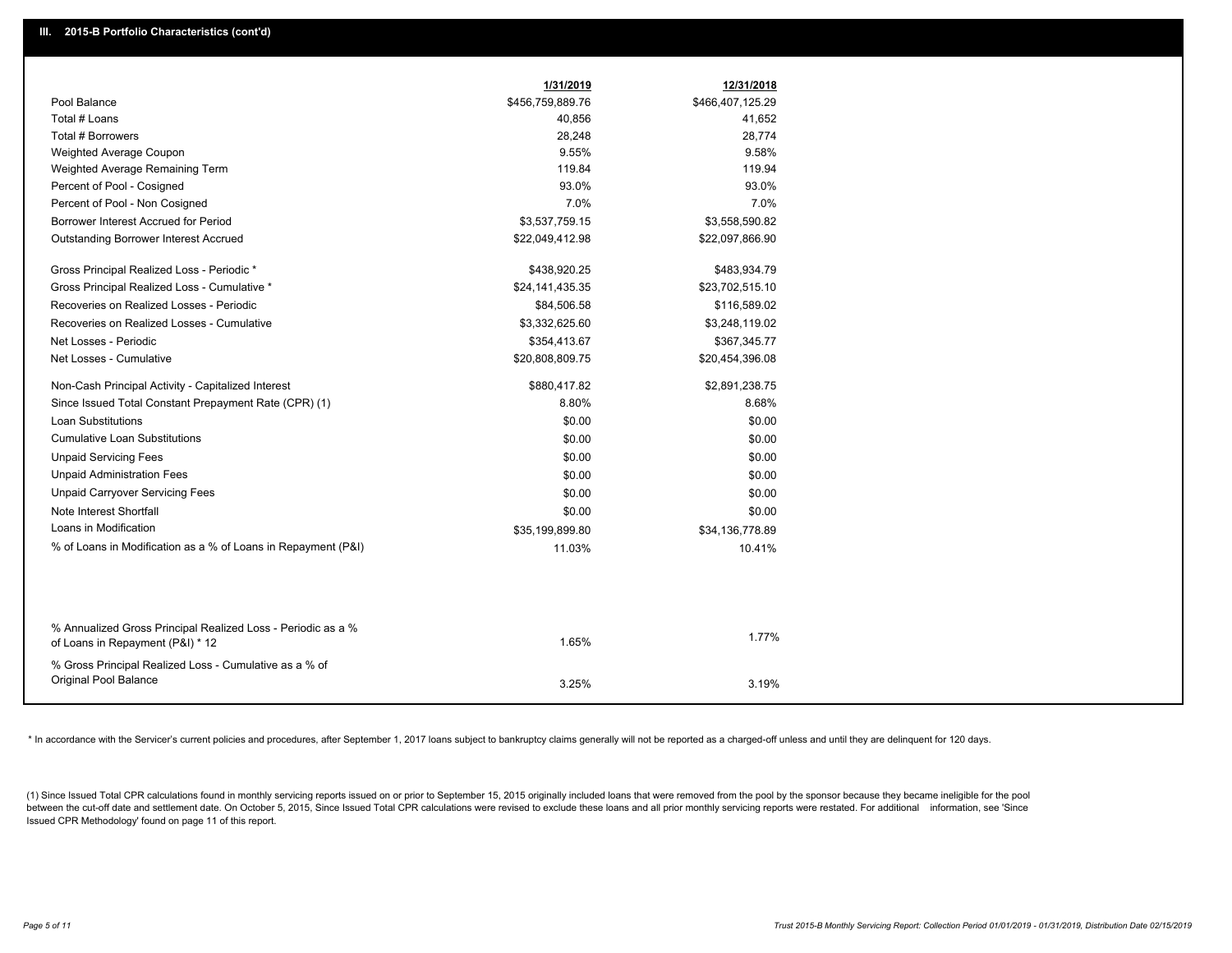## III. 2015-B Portfolio Characteristics (cont'd)

| | 1/31/2019 | 12/31/2018 |
|---|---|---|
| Pool Balance | $456,759,889.76 | $466,407,125.29 |
| Total # Loans | 40,856 | 41,652 |
| Total # Borrowers | 28,248 | 28,774 |
| Weighted Average Coupon | 9.55% | 9.58% |
| Weighted Average Remaining Term | 119.84 | 119.94 |
| Percent of Pool - Cosigned | 93.0% | 93.0% |
| Percent of Pool - Non Cosigned | 7.0% | 7.0% |
| Borrower Interest Accrued for Period | $3,537,759.15 | $3,558,590.82 |
| Outstanding Borrower Interest Accrued | $22,049,412.98 | $22,097,866.90 |
| Gross Principal Realized Loss - Periodic * | $438,920.25 | $483,934.79 |
| Gross Principal Realized Loss - Cumulative * | $24,141,435.35 | $23,702,515.10 |
| Recoveries on Realized Losses - Periodic | $84,506.58 | $116,589.02 |
| Recoveries on Realized Losses - Cumulative | $3,332,625.60 | $3,248,119.02 |
| Net Losses - Periodic | $354,413.67 | $367,345.77 |
| Net Losses - Cumulative | $20,808,809.75 | $20,454,396.08 |
| Non-Cash Principal Activity - Capitalized Interest | $880,417.82 | $2,891,238.75 |
| Since Issued Total Constant Prepayment Rate (CPR) (1) | 8.80% | 8.68% |
| Loan Substitutions | $0.00 | $0.00 |
| Cumulative Loan Substitutions | $0.00 | $0.00 |
| Unpaid Servicing Fees | $0.00 | $0.00 |
| Unpaid Administration Fees | $0.00 | $0.00 |
| Unpaid Carryover Servicing Fees | $0.00 | $0.00 |
| Note Interest Shortfall | $0.00 | $0.00 |
| Loans in Modification | $35,199,899.80 | $34,136,778.89 |
| % of Loans in Modification as a % of Loans in Repayment (P&I) | 11.03% | 10.41% |
| % Annualized Gross Principal Realized Loss - Periodic as a % of Loans in Repayment (P&I) * 12 | 1.65% | 1.77% |
| % Gross Principal Realized Loss - Cumulative as a % of Original Pool Balance | 3.25% | 3.19% |

* In accordance with the Servicer's current policies and procedures, after September 1, 2017 loans subject to bankruptcy claims generally will not be reported as a charged-off unless and until they are delinquent for 120 days.

(1) Since Issued Total CPR calculations found in monthly servicing reports issued on or prior to September 15, 2015 originally included loans that were removed from the pool by the sponsor because they became ineligible for the pool between the cut-off date and settlement date. On October 5, 2015, Since Issued Total CPR calculations were revised to exclude these loans and all prior monthly servicing reports were restated. For additional information, see 'Since Issued CPR Methodology' found on page 11 of this report.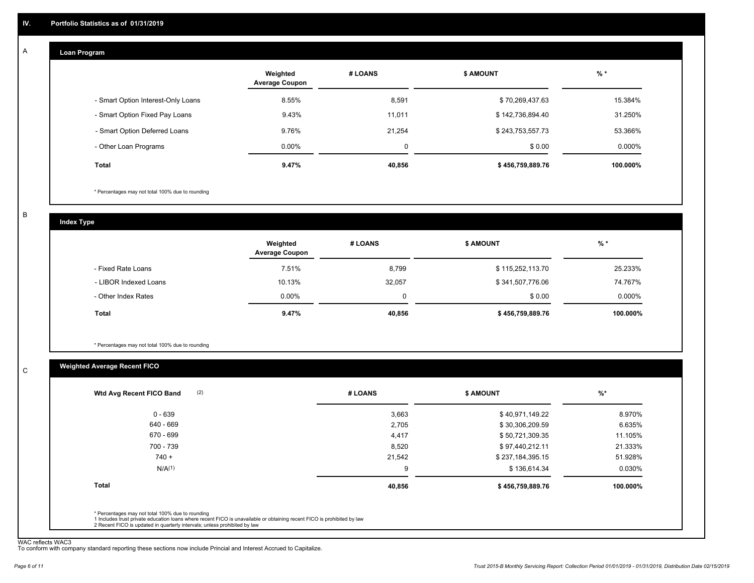## IV. Portfolio Statistics as of 01/31/2019

### A Loan Program

| | Weighted Average Coupon | # LOANS | $ AMOUNT | % * |
|---|---|---|---|---|
| - Smart Option Interest-Only Loans | 8.55% | 8,591 | $ 70,269,437.63 | 15.384% |
| - Smart Option Fixed Pay Loans | 9.43% | 11,011 | $ 142,736,894.40 | 31.250% |
| - Smart Option Deferred Loans | 9.76% | 21,254 | $ 243,753,557.73 | 53.366% |
| - Other Loan Programs | 0.00% | 0 | $ 0.00 | 0.000% |
| **Total** | **9.47%** | **40,856** | **$ 456,759,889.76** | **100.000%** |

* Percentages may not total 100% due to rounding

### B Index Type

| | Weighted Average Coupon | # LOANS | $ AMOUNT | % * |
|---|---|---|---|---|
| - Fixed Rate Loans | 7.51% | 8,799 | $ 115,252,113.70 | 25.233% |
| - LIBOR Indexed Loans | 10.13% | 32,057 | $ 341,507,776.06 | 74.767% |
| - Other Index Rates | 0.00% | 0 | $ 0.00 | 0.000% |
| **Total** | **9.47%** | **40,856** | **$ 456,759,889.76** | **100.000%** |

* Percentages may not total 100% due to rounding

### C Weighted Average Recent FICO

| Wtd Avg Recent FICO Band (2) | # LOANS | $ AMOUNT | %* |
|---|---|---|---|
| 0 - 639 | 3,663 | $ 40,971,149.22 | 8.970% |
| 640 - 669 | 2,705 | $ 30,306,209.59 | 6.635% |
| 670 - 699 | 4,417 | $ 50,721,309.35 | 11.105% |
| 700 - 739 | 8,520 | $ 97,440,212.11 | 21.333% |
| 740 + | 21,542 | $ 237,184,395.15 | 51.928% |
| N/A(1) | 9 | $ 136,614.34 | 0.030% |
| **Total** | **40,856** | **$ 456,759,889.76** | **100.000%** |

* Percentages may not total 100% due to rounding
1 Includes trust private education loans where recent FICO is unavailable or obtaining recent FICO is prohibited by law
2 Recent FICO is updated in quarterly intervals; unless prohibited by law

WAC reflects WAC3
To conform with company standard reporting these sections now include Princial and Interest Accrued to Capitalize.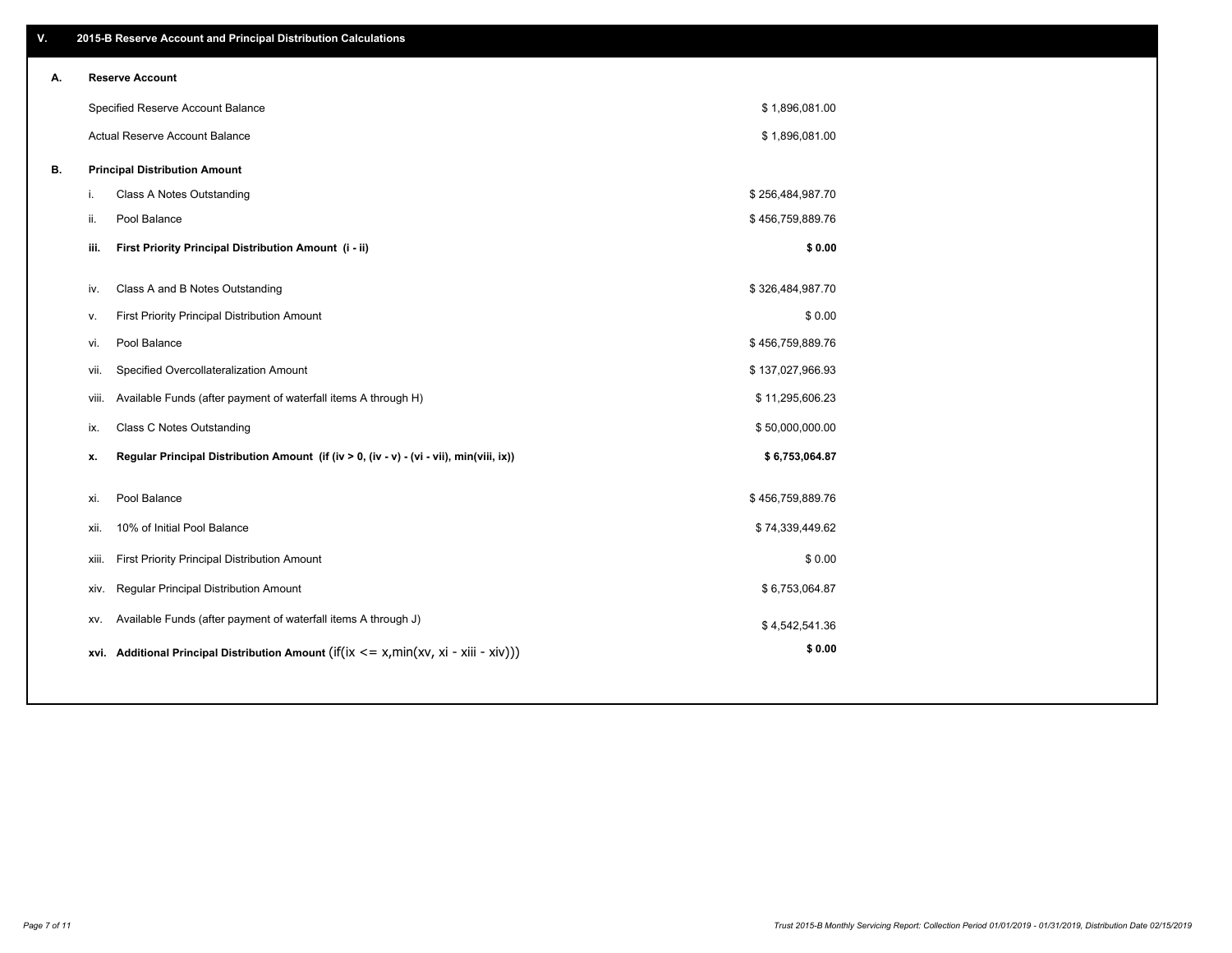## V. 2015-B Reserve Account and Principal Distribution Calculations

### A. Reserve Account

| | |
|---|---|
| Specified Reserve Account Balance | $ 1,896,081.00 |
| Actual Reserve Account Balance | $ 1,896,081.00 |

### B. Principal Distribution Amount

| | | |
|---|---|---|
| i. | Class A Notes Outstanding | $ 256,484,987.70 |
| ii. | Pool Balance | $ 456,759,889.76 |
| **iii.** | **First Priority Principal Distribution Amount (i - ii)** | **$ 0.00** |
| iv. | Class A and B Notes Outstanding | $ 326,484,987.70 |
| v. | First Priority Principal Distribution Amount | $ 0.00 |
| vi. | Pool Balance | $ 456,759,889.76 |
| vii. | Specified Overcollateralization Amount | $ 137,027,966.93 |
| viii. | Available Funds (after payment of waterfall items A through H) | $ 11,295,606.23 |
| ix. | Class C Notes Outstanding | $ 50,000,000.00 |
| **x.** | **Regular Principal Distribution Amount (if (iv > 0, (iv - v) - (vi - vii), min(viii, ix))** | **$ 6,753,064.87** |
| xi. | Pool Balance | $ 456,759,889.76 |
| xii. | 10% of Initial Pool Balance | $ 74,339,449.62 |
| xiii. | First Priority Principal Distribution Amount | $ 0.00 |
| xiv. | Regular Principal Distribution Amount | $ 6,753,064.87 |
| xv. | Available Funds (after payment of waterfall items A through J) | $ 4,542,541.36 |
| **xvi.** | **Additional Principal Distribution Amount** (if(ix <= x,min(xv, xi - xiii - xiv))) | **$ 0.00** |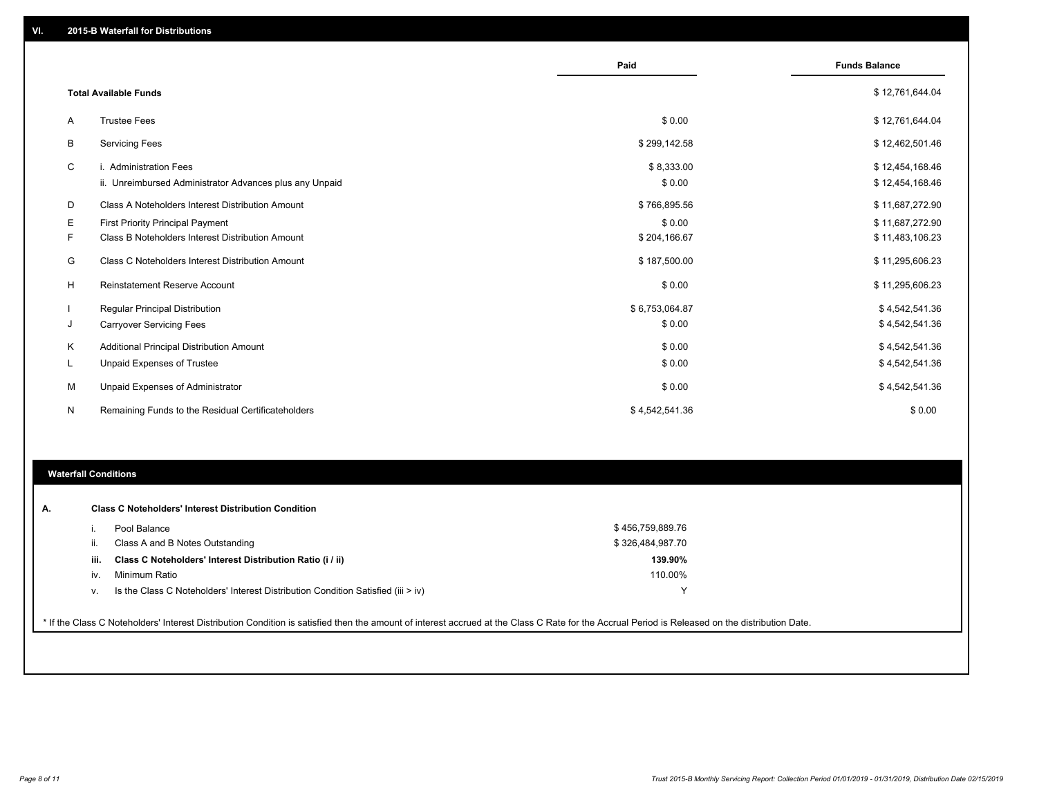## VI. 2015-B Waterfall for Distributions

| | | Paid | Funds Balance |
|---|---|---|---|
| | **Total Available Funds** | | $ 12,761,644.04 |
| A | Trustee Fees | $ 0.00 | $ 12,761,644.04 |
| B | Servicing Fees | $ 299,142.58 | $ 12,462,501.46 |
| C | i. Administration Fees | $ 8,333.00 | $ 12,454,168.46 |
| | ii. Unreimbursed Administrator Advances plus any Unpaid | $ 0.00 | $ 12,454,168.46 |
| D | Class A Noteholders Interest Distribution Amount | $ 766,895.56 | $ 11,687,272.90 |
| E | First Priority Principal Payment | $ 0.00 | $ 11,687,272.90 |
| F | Class B Noteholders Interest Distribution Amount | $ 204,166.67 | $ 11,483,106.23 |
| G | Class C Noteholders Interest Distribution Amount | $ 187,500.00 | $ 11,295,606.23 |
| H | Reinstatement Reserve Account | $ 0.00 | $ 11,295,606.23 |
| I | Regular Principal Distribution | $ 6,753,064.87 | $ 4,542,541.36 |
| J | Carryover Servicing Fees | $ 0.00 | $ 4,542,541.36 |
| K | Additional Principal Distribution Amount | $ 0.00 | $ 4,542,541.36 |
| L | Unpaid Expenses of Trustee | $ 0.00 | $ 4,542,541.36 |
| M | Unpaid Expenses of Administrator | $ 0.00 | $ 4,542,541.36 |
| N | Remaining Funds to the Residual Certificateholders | $ 4,542,541.36 | $ 0.00 |

### Waterfall Conditions

**A. Class C Noteholders' Interest Distribution Condition**

| | | |
|---|---|---|
| i. | Pool Balance | $ 456,759,889.76 |
| ii. | Class A and B Notes Outstanding | $ 326,484,987.70 |
| **iii.** | **Class C Noteholders' Interest Distribution Ratio (i / ii)** | **139.90%** |
| iv. | Minimum Ratio | 110.00% |
| v. | Is the Class C Noteholders' Interest Distribution Condition Satisfied (iii > iv) | Y |

* If the Class C Noteholders' Interest Distribution Condition is satisfied then the amount of interest accrued at the Class C Rate for the Accrual Period is Released on the distribution Date.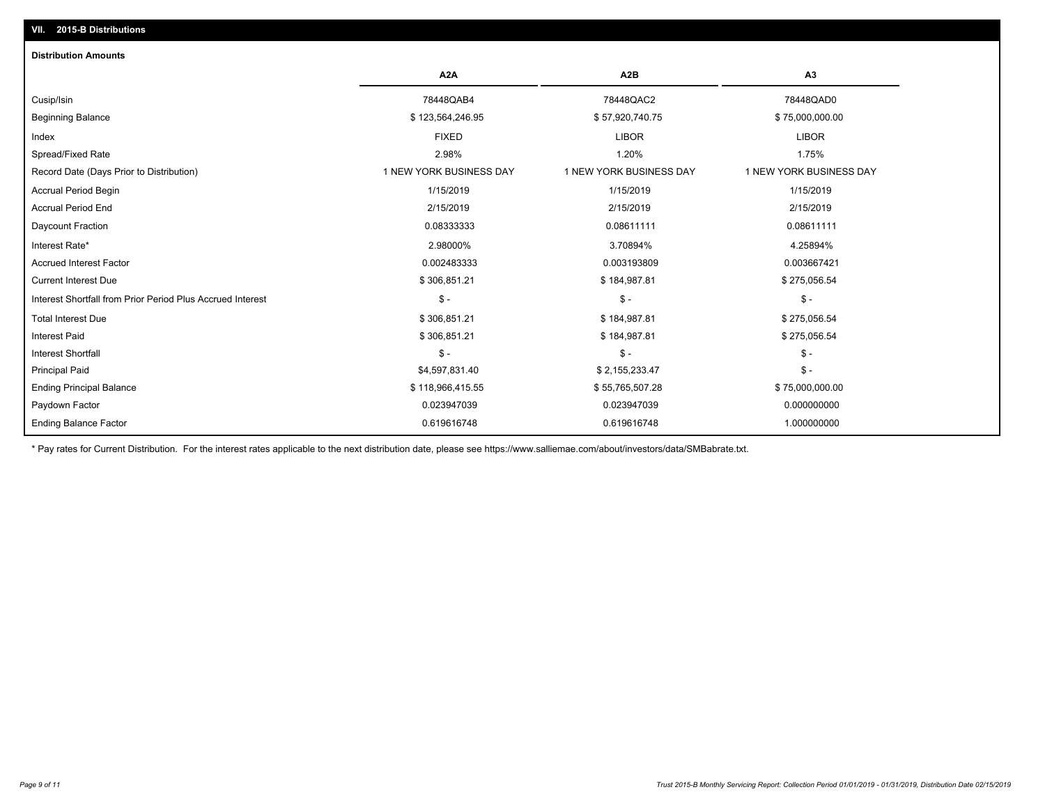## VII. 2015-B Distributions

### Distribution Amounts

| | A2A | A2B | A3 |
|---|---|---|---|
| Cusip/Isin | 78448QAB4 | 78448QAC2 | 78448QAD0 |
| Beginning Balance | $ 123,564,246.95 | $ 57,920,740.75 | $ 75,000,000.00 |
| Index | FIXED | LIBOR | LIBOR |
| Spread/Fixed Rate | 2.98% | 1.20% | 1.75% |
| Record Date (Days Prior to Distribution) | 1 NEW YORK BUSINESS DAY | 1 NEW YORK BUSINESS DAY | 1 NEW YORK BUSINESS DAY |
| Accrual Period Begin | 1/15/2019 | 1/15/2019 | 1/15/2019 |
| Accrual Period End | 2/15/2019 | 2/15/2019 | 2/15/2019 |
| Daycount Fraction | 0.08333333 | 0.08611111 | 0.08611111 |
| Interest Rate* | 2.98000% | 3.70894% | 4.25894% |
| Accrued Interest Factor | 0.002483333 | 0.003193809 | 0.003667421 |
| Current Interest Due | $ 306,851.21 | $ 184,987.81 | $ 275,056.54 |
| Interest Shortfall from Prior Period Plus Accrued Interest | $ - | $ - | $ - |
| Total Interest Due | $ 306,851.21 | $ 184,987.81 | $ 275,056.54 |
| Interest Paid | $ 306,851.21 | $ 184,987.81 | $ 275,056.54 |
| Interest Shortfall | $ - | $ - | $ - |
| Principal Paid | $4,597,831.40 | $ 2,155,233.47 | $ - |
| Ending Principal Balance | $ 118,966,415.55 | $ 55,765,507.28 | $ 75,000,000.00 |
| Paydown Factor | 0.023947039 | 0.023947039 | 0.000000000 |
| Ending Balance Factor | 0.619616748 | 0.619616748 | 1.000000000 |

* Pay rates for Current Distribution. For the interest rates applicable to the next distribution date, please see https://www.salliemae.com/about/investors/data/SMBabrate.txt.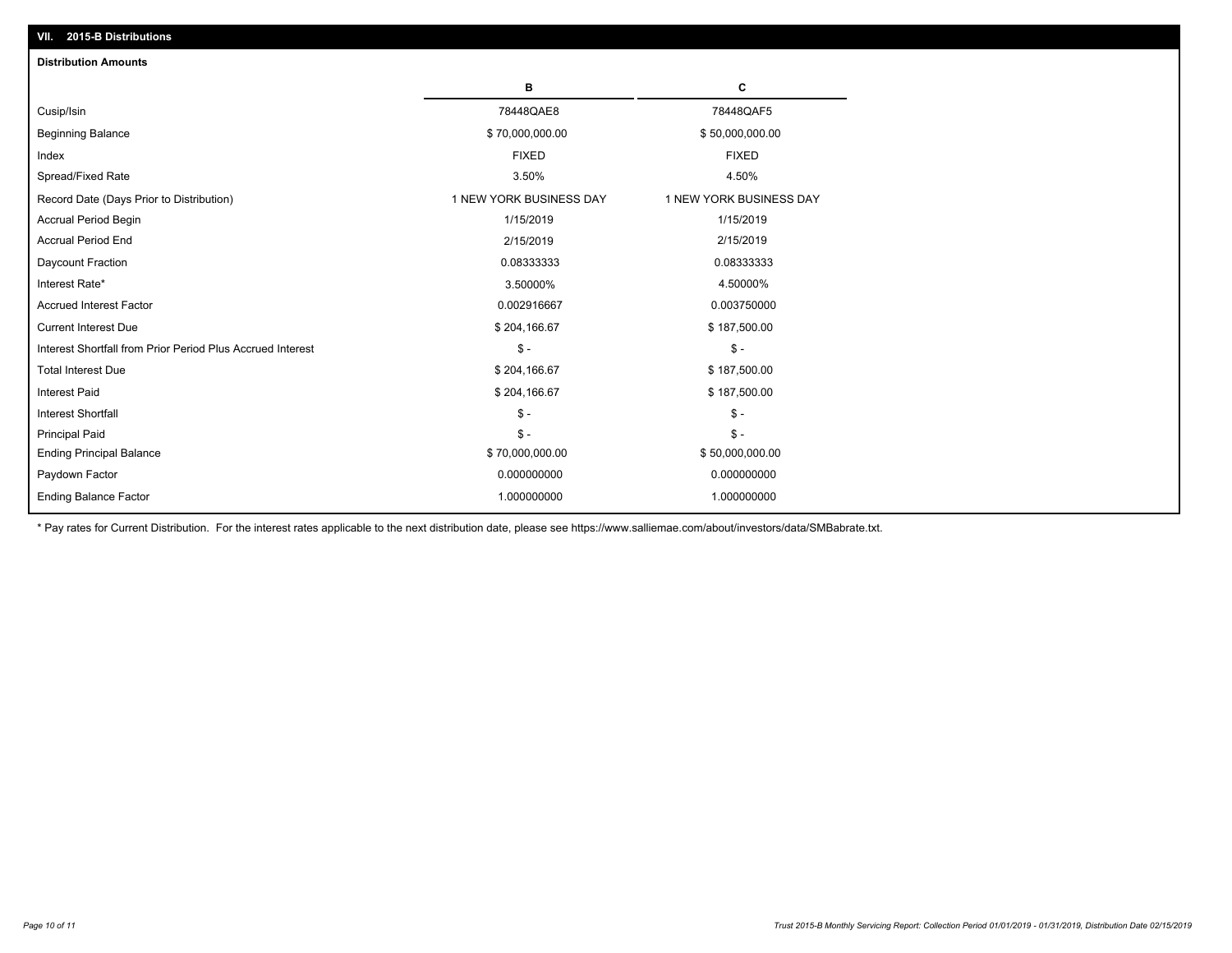## VII. 2015-B Distributions

### Distribution Amounts

| | B | C |
|---|---|---|
| Cusip/Isin | 78448QAE8 | 78448QAF5 |
| Beginning Balance | $ 70,000,000.00 | $ 50,000,000.00 |
| Index | FIXED | FIXED |
| Spread/Fixed Rate | 3.50% | 4.50% |
| Record Date (Days Prior to Distribution) | 1 NEW YORK BUSINESS DAY | 1 NEW YORK BUSINESS DAY |
| Accrual Period Begin | 1/15/2019 | 1/15/2019 |
| Accrual Period End | 2/15/2019 | 2/15/2019 |
| Daycount Fraction | 0.08333333 | 0.08333333 |
| Interest Rate* | 3.50000% | 4.50000% |
| Accrued Interest Factor | 0.002916667 | 0.003750000 |
| Current Interest Due | $ 204,166.67 | $ 187,500.00 |
| Interest Shortfall from Prior Period Plus Accrued Interest | $ - | $ - |
| Total Interest Due | $ 204,166.67 | $ 187,500.00 |
| Interest Paid | $ 204,166.67 | $ 187,500.00 |
| Interest Shortfall | $ - | $ - |
| Principal Paid | $ - | $ - |
| Ending Principal Balance | $ 70,000,000.00 | $ 50,000,000.00 |
| Paydown Factor | 0.000000000 | 0.000000000 |
| Ending Balance Factor | 1.000000000 | 1.000000000 |

* Pay rates for Current Distribution. For the interest rates applicable to the next distribution date, please see https://www.salliemae.com/about/investors/data/SMBabrate.txt.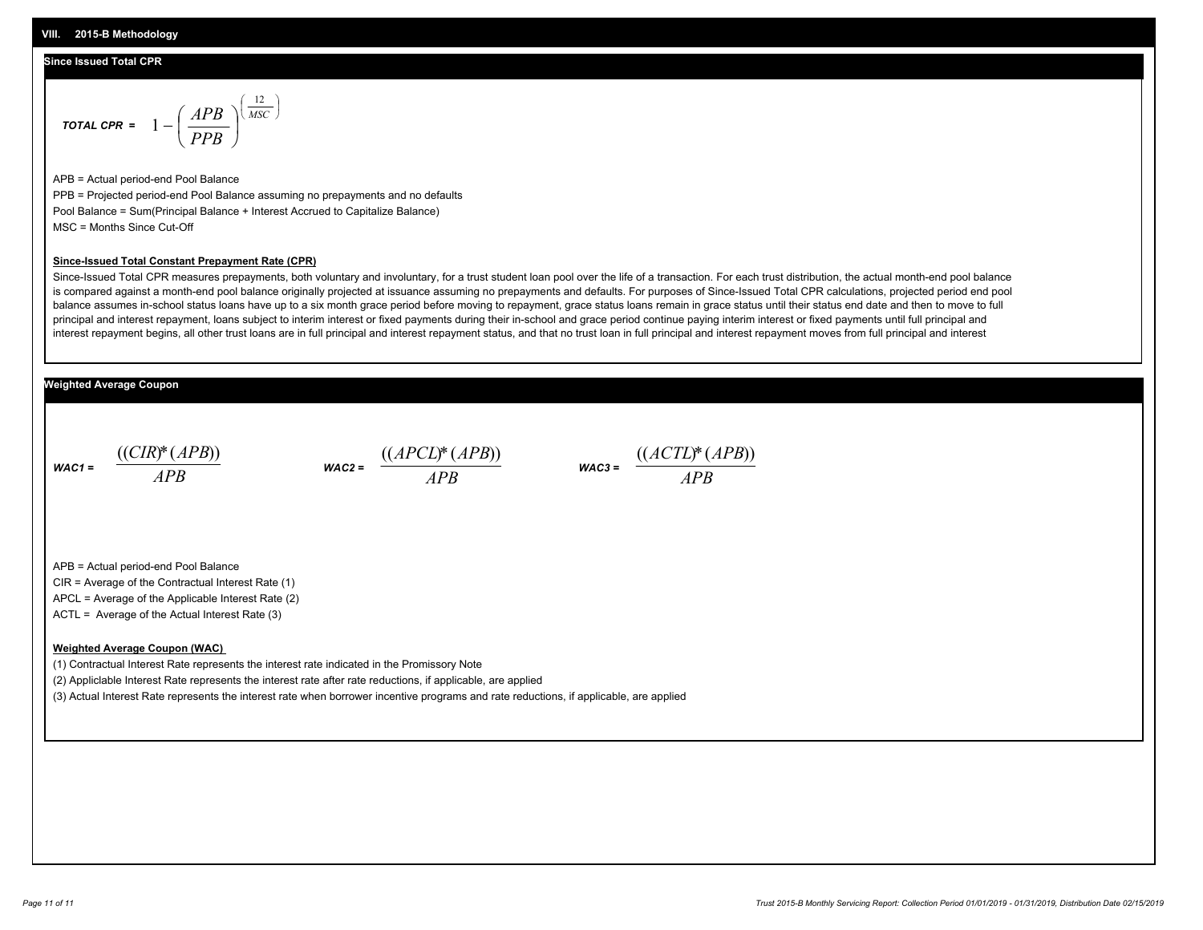## VIII. 2015-B Methodology

### Since Issued Total CPR

$$\textit{TOTAL CPR} = 1 - \left( \frac{APB}{PPB} \right)^{\left( \frac{12}{MSC} \right)}$$

APB = Actual period-end Pool Balance

PPB = Projected period-end Pool Balance assuming no prepayments and no defaults

Pool Balance = Sum(Principal Balance + Interest Accrued to Capitalize Balance)

MSC = Months Since Cut-Off

**Since-Issued Total Constant Prepayment Rate (CPR)**

Since-Issued Total CPR measures prepayments, both voluntary and involuntary, for a trust student loan pool over the life of a transaction. For each trust distribution, the actual month-end pool balance is compared against a month-end pool balance originally projected at issuance assuming no prepayments and defaults. For purposes of Since-Issued Total CPR calculations, projected period end pool balance assumes in-school status loans have up to a six month grace period before moving to repayment, grace status loans remain in grace status until their status end date and then to move to full principal and interest repayment, loans subject to interim interest or fixed payments during their in-school and grace period continue paying interim interest or fixed payments until full principal and interest repayment begins, all other trust loans are in full principal and interest repayment status, and that no trust loan in full principal and interest repayment moves from full principal and interest

### Weighted Average Coupon

$$\textit{WAC1} = \frac{((CIR)*(APB))}{APB} \qquad \textit{WAC2} = \frac{((APCL)*(APB))}{APB} \qquad \textit{WAC3} = \frac{((ACTL)*(APB))}{APB}$$

APB = Actual period-end Pool Balance

CIR = Average of the Contractual Interest Rate (1)

APCL = Average of the Applicable Interest Rate (2)

ACTL = Average of the Actual Interest Rate (3)

**Weighted Average Coupon (WAC)**

(1) Contractual Interest Rate represents the interest rate indicated in the Promissory Note

(2) Appliclable Interest Rate represents the interest rate after rate reductions, if applicable, are applied

(3) Actual Interest Rate represents the interest rate when borrower incentive programs and rate reductions, if applicable, are applied